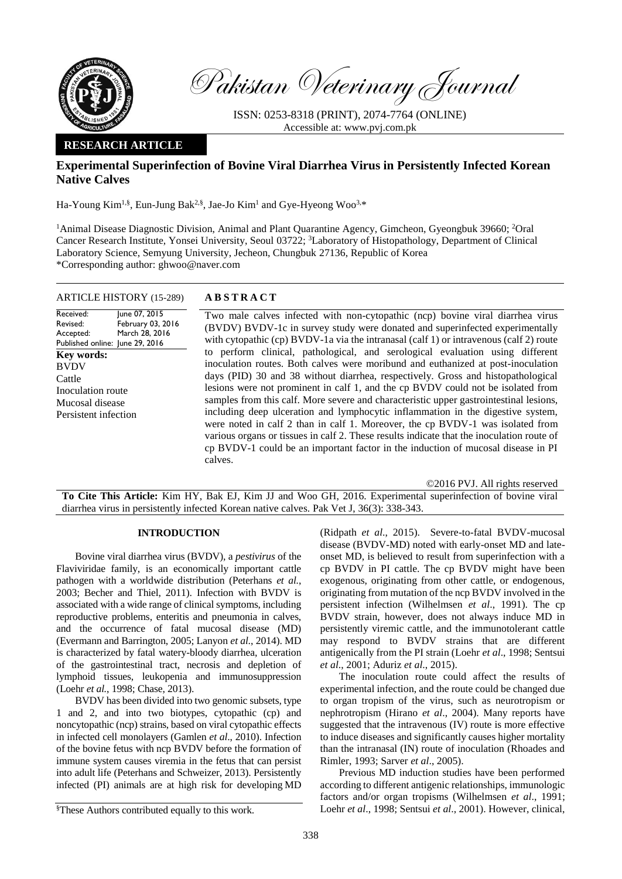Pakistan Veterinary Journal

ISSN: 0253-8318 (PRINT), 2074-7764 (ONLINE)
Accessible at: www.pvj.com.pk

**RESEARCH ARTICLE**

# Experimental Superinfection of Bovine Viral Diarrhea Virus in Persistently Infected Korean Native Calves

Ha-Young Kim[1,§], Eun-Jung Bak[2,§], Jae-Jo Kim[1] and Gye-Hyeong Woo[3,*]

[1]Animal Disease Diagnostic Division, Animal and Plant Quarantine Agency, Gimcheon, Gyeongbuk 39660; [2]Oral Cancer Research Institute, Yonsei University, Seoul 03722; [3]Laboratory of Histopathology, Department of Clinical Laboratory Science, Semyung University, Jecheon, Chungbuk 27136, Republic of Korea
*Corresponding author: ghwoo@naver.com

**ARTICLE HISTORY** (15-289)

Received: June 07, 2015
Revised: February 03, 2016
Accepted: March 28, 2016
Published online: June 29, 2016

**Key words:**
BVDV
Cattle
Inoculation route
Mucosal disease
Persistent infection

**ABSTRACT**

Two male calves infected with non-cytopathic (ncp) bovine viral diarrhea virus (BVDV) BVDV-1c in survey study were donated and superinfected experimentally with cytopathic (cp) BVDV-1a via the intranasal (calf 1) or intravenous (calf 2) route to perform clinical, pathological, and serological evaluation using different inoculation routes. Both calves were moribund and euthanized at post-inoculation days (PID) 30 and 38 without diarrhea, respectively. Gross and histopathological lesions were not prominent in calf 1, and the cp BVDV could not be isolated from samples from this calf. More severe and characteristic upper gastrointestinal lesions, including deep ulceration and lymphocytic inflammation in the digestive system, were noted in calf 2 than in calf 1. Moreover, the cp BVDV-1 was isolated from various organs or tissues in calf 2. These results indicate that the inoculation route of cp BVDV-1 could be an important factor in the induction of mucosal disease in PI calves.

©2016 PVJ. All rights reserved

**To Cite This Article:** Kim HY, Bak EJ, Kim JJ and Woo GH, 2016. Experimental superinfection of bovine viral diarrhea virus in persistently infected Korean native calves. Pak Vet J, 36(3): 338-343.

## INTRODUCTION

Bovine viral diarrhea virus (BVDV), a *pestivirus* of the Flaviviridae family, is an economically important cattle pathogen with a worldwide distribution (Peterhans *et al.*, 2003; Becher and Thiel, 2011). Infection with BVDV is associated with a wide range of clinical symptoms, including reproductive problems, enteritis and pneumonia in calves, and the occurrence of fatal mucosal disease (MD) (Evermann and Barrington, 2005; Lanyon *et al.*, 2014). MD is characterized by fatal watery-bloody diarrhea, ulceration of the gastrointestinal tract, necrosis and depletion of lymphoid tissues, leukopenia and immunosuppression (Loehr *et al.*, 1998; Chase, 2013).

BVDV has been divided into two genomic subsets, type 1 and 2, and into two biotypes, cytopathic (cp) and noncytopathic (ncp) strains, based on viral cytopathic effects in infected cell monolayers (Gamlen *et al*., 2010). Infection of the bovine fetus with ncp BVDV before the formation of immune system causes viremia in the fetus that can persist into adult life (Peterhans and Schweizer, 2013). Persistently infected (PI) animals are at high risk for developing MD (Ridpath *et al.*, 2015). Severe-to-fatal BVDV-mucosal disease (BVDV-MD) noted with early-onset MD and late-onset MD, is believed to result from superinfection with a cp BVDV in PI cattle. The cp BVDV might have been exogenous, originating from other cattle, or endogenous, originating from mutation of the ncp BVDV involved in the persistent infection (Wilhelmsen *et al*., 1991). The cp BVDV strain, however, does not always induce MD in persistently viremic cattle, and the immunotolerant cattle may respond to BVDV strains that are different antigenically from the PI strain (Loehr *et al*., 1998; Sentsui *et al*., 2001; Aduriz *et al*., 2015).

The inoculation route could affect the results of experimental infection, and the route could be changed due to organ tropism of the virus, such as neurotropism or nephrotropism (Hirano *et al*., 2004). Many reports have suggested that the intravenous (IV) route is more effective to induce diseases and significantly causes higher mortality than the intranasal (IN) route of inoculation (Rhoades and Rimler, 1993; Sarver *et al*., 2005).

Previous MD induction studies have been performed according to different antigenic relationships, immunologic factors and/or organ tropisms (Wilhelmsen *et al*., 1991; Loehr *et al*., 1998; Sentsui *et al*., 2001). However, clinical,

§These Authors contributed equally to this work.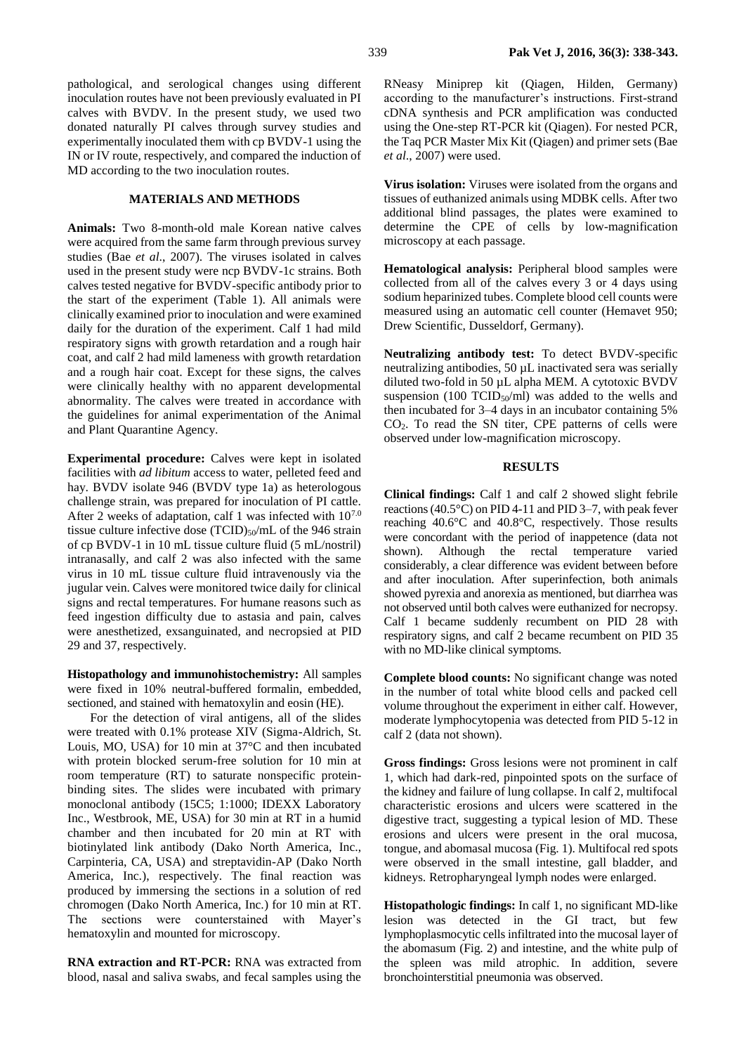pathological, and serological changes using different inoculation routes have not been previously evaluated in PI calves with BVDV. In the present study, we used two donated naturally PI calves through survey studies and experimentally inoculated them with cp BVDV-1 using the IN or IV route, respectively, and compared the induction of MD according to the two inoculation routes.

## MATERIALS AND METHODS

**Animals:** Two 8-month-old male Korean native calves were acquired from the same farm through previous survey studies (Bae *et al*., 2007). The viruses isolated in calves used in the present study were ncp BVDV-1c strains. Both calves tested negative for BVDV-specific antibody prior to the start of the experiment (Table 1). All animals were clinically examined prior to inoculation and were examined daily for the duration of the experiment. Calf 1 had mild respiratory signs with growth retardation and a rough hair coat, and calf 2 had mild lameness with growth retardation and a rough hair coat. Except for these signs, the calves were clinically healthy with no apparent developmental abnormality. The calves were treated in accordance with the guidelines for animal experimentation of the Animal and Plant Quarantine Agency.

**Experimental procedure:** Calves were kept in isolated facilities with *ad libitum* access to water, pelleted feed and hay. BVDV isolate 946 (BVDV type 1a) as heterologous challenge strain, was prepared for inoculation of PI cattle. After 2 weeks of adaptation, calf 1 was infected with $10^{7.0}$ tissue culture infective dose $(TCID)_{50}$/mL of the 946 strain of cp BVDV-1 in 10 mL tissue culture fluid (5 mL/nostril) intranasally, and calf 2 was also infected with the same virus in 10 mL tissue culture fluid intravenously via the jugular vein. Calves were monitored twice daily for clinical signs and rectal temperatures. For humane reasons such as feed ingestion difficulty due to astasia and pain, calves were anesthetized, exsanguinated, and necropsied at PID 29 and 37, respectively.

**Histopathology and immunohistochemistry:** All samples were fixed in 10% neutral-buffered formalin, embedded, sectioned, and stained with hematoxylin and eosin (HE).

For the detection of viral antigens, all of the slides were treated with 0.1% protease XIV (Sigma-Aldrich, St. Louis, MO, USA) for 10 min at 37°C and then incubated with protein blocked serum-free solution for 10 min at room temperature (RT) to saturate nonspecific protein-binding sites. The slides were incubated with primary monoclonal antibody (15C5; 1:1000; IDEXX Laboratory Inc., Westbrook, ME, USA) for 30 min at RT in a humid chamber and then incubated for 20 min at RT with biotinylated link antibody (Dako North America, Inc., Carpinteria, CA, USA) and streptavidin-AP (Dako North America, Inc.), respectively. The final reaction was produced by immersing the sections in a solution of red chromogen (Dako North America, Inc.) for 10 min at RT. The sections were counterstained with Mayer's hematoxylin and mounted for microscopy.

**RNA extraction and RT-PCR:** RNA was extracted from blood, nasal and saliva swabs, and fecal samples using the RNeasy Miniprep kit (Qiagen, Hilden, Germany) according to the manufacturer's instructions. First-strand cDNA synthesis and PCR amplification was conducted using the One-step RT-PCR kit (Qiagen). For nested PCR, the Taq PCR Master Mix Kit (Qiagen) and primer sets (Bae *et al*., 2007) were used.

**Virus isolation:** Viruses were isolated from the organs and tissues of euthanized animals using MDBK cells. After two additional blind passages, the plates were examined to determine the CPE of cells by low-magnification microscopy at each passage.

**Hematological analysis:** Peripheral blood samples were collected from all of the calves every 3 or 4 days using sodium heparinized tubes. Complete blood cell counts were measured using an automatic cell counter (Hemavet 950; Drew Scientific, Dusseldorf, Germany).

**Neutralizing antibody test:** To detect BVDV-specific neutralizing antibodies, 50 µL inactivated sera was serially diluted two-fold in 50 µL alpha MEM. A cytotoxic BVDV suspension (100 $TCID_{50}$/ml) was added to the wells and then incubated for 3–4 days in an incubator containing 5% $CO_2$. To read the SN titer, CPE patterns of cells were observed under low-magnification microscopy.

## RESULTS

**Clinical findings:** Calf 1 and calf 2 showed slight febrile reactions (40.5°C) on PID 4-11 and PID 3–7, with peak fever reaching 40.6°C and 40.8°C, respectively. Those results were concordant with the period of inappetence (data not shown). Although the rectal temperature varied considerably, a clear difference was evident between before and after inoculation. After superinfection, both animals showed pyrexia and anorexia as mentioned, but diarrhea was not observed until both calves were euthanized for necropsy. Calf 1 became suddenly recumbent on PID 28 with respiratory signs, and calf 2 became recumbent on PID 35 with no MD-like clinical symptoms.

**Complete blood counts:** No significant change was noted in the number of total white blood cells and packed cell volume throughout the experiment in either calf. However, moderate lymphocytopenia was detected from PID 5-12 in calf 2 (data not shown).

**Gross findings:** Gross lesions were not prominent in calf 1, which had dark-red, pinpointed spots on the surface of the kidney and failure of lung collapse. In calf 2, multifocal characteristic erosions and ulcers were scattered in the digestive tract, suggesting a typical lesion of MD. These erosions and ulcers were present in the oral mucosa, tongue, and abomasal mucosa (Fig. 1). Multifocal red spots were observed in the small intestine, gall bladder, and kidneys. Retropharyngeal lymph nodes were enlarged.

**Histopathologic findings:** In calf 1, no significant MD-like lesion was detected in the GI tract, but few lymphoplasmocytic cells infiltrated into the mucosal layer of the abomasum (Fig. 2) and intestine, and the white pulp of the spleen was mild atrophic. In addition, severe bronchointerstitial pneumonia was observed.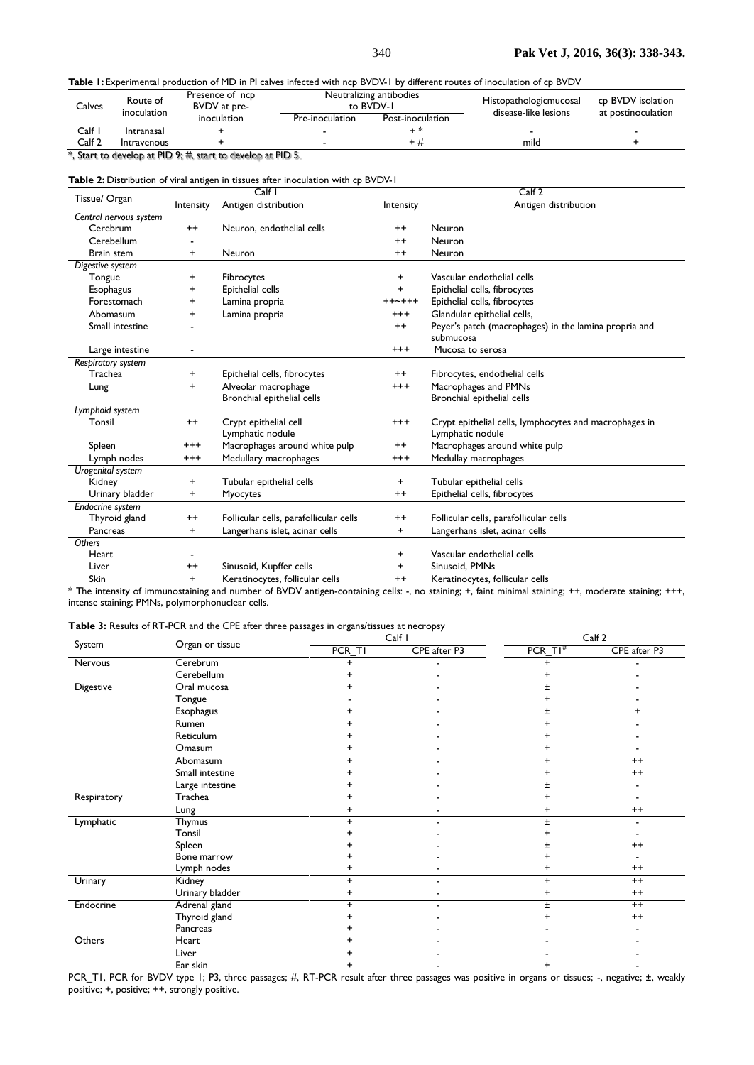**Table 1:** Experimental production of MD in PI calves infected with ncp BVDV-1 by different routes of inoculation of cp BVDV

| Calves | Route of inoculation | Presence of ncp BVDV at pre-inoculation | Neutralizing antibodies to BVDV-1 | | Histopathologicmucosal disease-like lesions | cp BVDV isolation at postinoculation |
|---|---|---|---|---|---|---|
| | | | Pre-inoculation | Post-inoculation | | |
| Calf 1 | Intranasal | + | - | + * | - | - |
| Calf 2 | Intravenous | + | - | + # | mild | + |

*, Start to develop at PID 9; #, start to develop at PID 5.

**Table 2:** Distribution of viral antigen in tissues after inoculation with cp BVDV-1

| Tissue/ Organ | Calf 1 | | Calf 2 | |
|---|---|---|---|---|
| | Intensity | Antigen distribution | Intensity | Antigen distribution |
| *Central nervous system* | | | | |
| Cerebrum | ++ | Neuron, endothelial cells | ++ | Neuron |
| Cerebellum | - | | ++ | Neuron |
| Brain stem | + | Neuron | ++ | Neuron |
| *Digestive system* | | | | |
| Tongue | + | Fibrocytes | + | Vascular endothelial cells |
| Esophagus | + | Epithelial cells | + | Epithelial cells, fibrocytes |
| Forestomach | + | Lamina propria | ++~+++ | Epithelial cells, fibrocytes |
| Abomasum | + | Lamina propria | +++ | Glandular epithelial cells, |
| Small intestine | - | | ++ | Peyer's patch (macrophages) in the lamina propria and submucosa |
| Large intestine | - | | +++ | Mucosa to serosa |
| *Respiratory system* | | | | |
| Trachea | + | Epithelial cells, fibrocytes | ++ | Fibrocytes, endothelial cells |
| Lung | + | Alveolar macrophage<br>Bronchial epithelial cells | +++ | Macrophages and PMNs<br>Bronchial epithelial cells |
| *Lymphoid system* | | | | |
| Tonsil | ++ | Crypt epithelial cell<br>Lymphatic nodule | +++ | Crypt epithelial cells, lymphocytes and macrophages in Lymphatic nodule |
| Spleen | +++ | Macrophages around white pulp | ++ | Macrophages around white pulp |
| Lymph nodes | +++ | Medullary macrophages | +++ | Medullay macrophages |
| *Urogenital system* | | | | |
| Kidney | + | Tubular epithelial cells | + | Tubular epithelial cells |
| Urinary bladder | + | Myocytes | ++ | Epithelial cells, fibrocytes |
| *Endocrine system* | | | | |
| Thyroid gland | ++ | Follicular cells, parafollicular cells | ++ | Follicular cells, parafollicular cells |
| Pancreas | + | Langerhans islet, acinar cells | + | Langerhans islet, acinar cells |
| *Others* | | | | |
| Heart | - | | + | Vascular endothelial cells |
| Liver | ++ | Sinusoid, Kupffer cells | + | Sinusoid, PMNs |
| Skin | + | Keratinocytes, follicular cells | ++ | Keratinocytes, follicular cells |

\* The intensity of immunostaining and number of BVDV antigen-containing cells: -, no staining; +, faint minimal staining; ++, moderate staining; +++, intense staining; PMNs, polymorphonuclear cells.

**Table 3:** Results of RT-PCR and the CPE after three passages in organs/tissues at necropsy

| System | Organ or tissue | Calf 1 | | Calf 2 | |
|---|---|---|---|---|---|
| | | PCR_T1 | CPE after P3 | PCR_T1# | CPE after P3 |
| Nervous | Cerebrum | + | - | + | - |
| | Cerebellum | + | - | + | - |
| Digestive | Oral mucosa | + | - | ± | - |
| | Tongue | - | - | + | - |
| | Esophagus | + | - | ± | + |
| | Rumen | + | - | + | - |
| | Reticulum | + | - | + | - |
| | Omasum | + | - | + | - |
| | Abomasum | + | - | + | ++ |
| | Small intestine | + | - | + | ++ |
| | Large intestine | + | - | ± | - |
| Respiratory | Trachea | + | - | + | - |
| | Lung | + | - | + | ++ |
| Lymphatic | Thymus | + | - | ± | - |
| | Tonsil | + | - | + | - |
| | Spleen | + | - | ± | ++ |
| | Bone marrow | + | - | + | - |
| | Lymph nodes | + | - | + | ++ |
| Urinary | Kidney | + | - | + | ++ |
| | Urinary bladder | + | - | + | ++ |
| Endocrine | Adrenal gland | + | - | ± | ++ |
| | Thyroid gland | + | - | + | ++ |
| | Pancreas | + | - | - | - |
| Others | Heart | + | - | - | - |
| | Liver | + | - | - | - |
| | Ear skin | + | - | + | - |

PCR_T1, PCR for BVDV type 1; P3, three passages; #, RT-PCR result after three passages was positive in organs or tissues; -, negative; ±, weakly positive; +, positive; ++, strongly positive.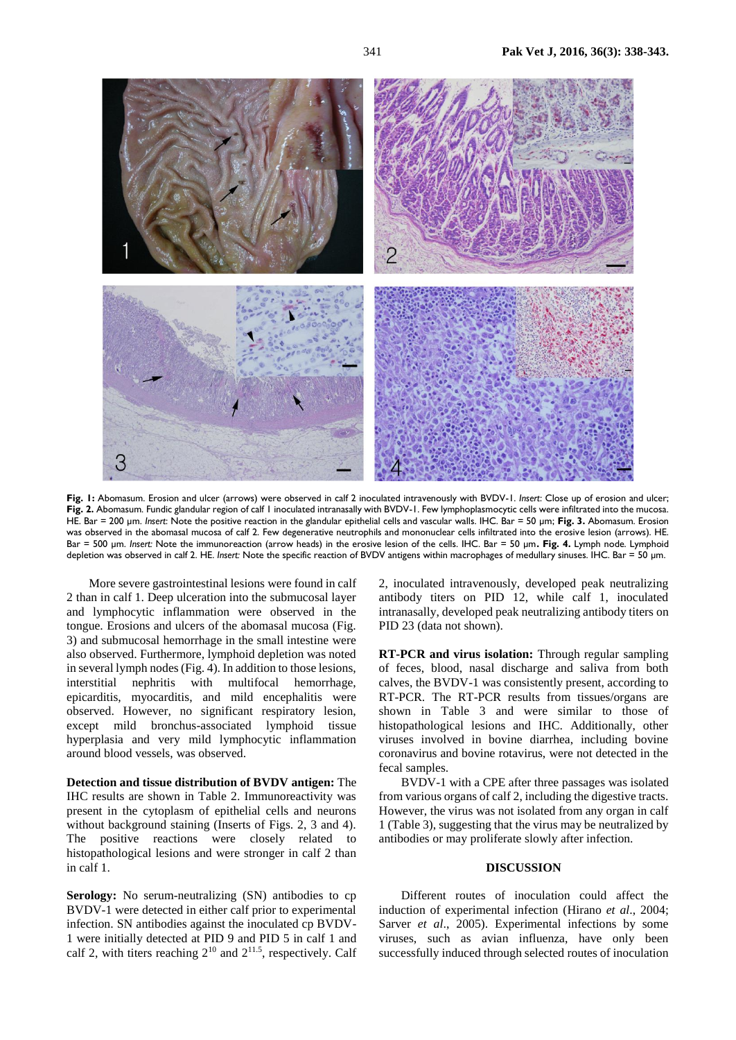**Fig. 1:** Abomasum. Erosion and ulcer (arrows) were observed in calf 2 inoculated intravenously with BVDV-1. *Insert*: Close up of erosion and ulcer; **Fig. 2.** Abomasum. Fundic glandular region of calf 1 inoculated intranasally with BVDV-1. Few lymphoplasmocytic cells were infiltrated into the mucosa. HE. Bar = 200 µm. *Insert:* Note the positive reaction in the glandular epithelial cells and vascular walls. IHC. Bar = 50 µm; **Fig. 3.** Abomasum. Erosion was observed in the abomasal mucosa of calf 2. Few degenerative neutrophils and mononuclear cells infiltrated into the erosive lesion (arrows). HE. Bar = 500 µm. *Insert:* Note the immunoreaction (arrow heads) in the erosive lesion of the cells. IHC. Bar = 50 µm**. Fig. 4.** Lymph node. Lymphoid depletion was observed in calf 2. HE. *Insert:* Note the specific reaction of BVDV antigens within macrophages of medullary sinuses. IHC. Bar = 50 µm.

More severe gastrointestinal lesions were found in calf 2 than in calf 1. Deep ulceration into the submucosal layer and lymphocytic inflammation were observed in the tongue. Erosions and ulcers of the abomasal mucosa (Fig. 3) and submucosal hemorrhage in the small intestine were also observed. Furthermore, lymphoid depletion was noted in several lymph nodes (Fig. 4). In addition to those lesions, interstitial nephritis with multifocal hemorrhage, epicarditis, myocarditis, and mild encephalitis were observed. However, no significant respiratory lesion, except mild bronchus-associated lymphoid tissue hyperplasia and very mild lymphocytic inflammation around blood vessels, was observed.

**Detection and tissue distribution of BVDV antigen:** The IHC results are shown in Table 2. Immunoreactivity was present in the cytoplasm of epithelial cells and neurons without background staining (Inserts of Figs. 2, 3 and 4). The positive reactions were closely related to histopathological lesions and were stronger in calf 2 than in calf 1.

**Serology:** No serum-neutralizing (SN) antibodies to cp BVDV-1 were detected in either calf prior to experimental infection. SN antibodies against the inoculated cp BVDV-1 were initially detected at PID 9 and PID 5 in calf 1 and calf 2, with titers reaching $2^{10}$ and $2^{11.5}$, respectively. Calf 2, inoculated intravenously, developed peak neutralizing antibody titers on PID 12, while calf 1, inoculated intranasally, developed peak neutralizing antibody titers on PID 23 (data not shown).

**RT-PCR and virus isolation:** Through regular sampling of feces, blood, nasal discharge and saliva from both calves, the BVDV-1 was consistently present, according to RT-PCR. The RT-PCR results from tissues/organs are shown in Table 3 and were similar to those of histopathological lesions and IHC. Additionally, other viruses involved in bovine diarrhea, including bovine coronavirus and bovine rotavirus, were not detected in the fecal samples.

BVDV-1 with a CPE after three passages was isolated from various organs of calf 2, including the digestive tracts. However, the virus was not isolated from any organ in calf 1 (Table 3), suggesting that the virus may be neutralized by antibodies or may proliferate slowly after infection.

## DISCUSSION

Different routes of inoculation could affect the induction of experimental infection (Hirano *et al*., 2004; Sarver *et al*., 2005). Experimental infections by some viruses, such as avian influenza, have only been successfully induced through selected routes of inoculation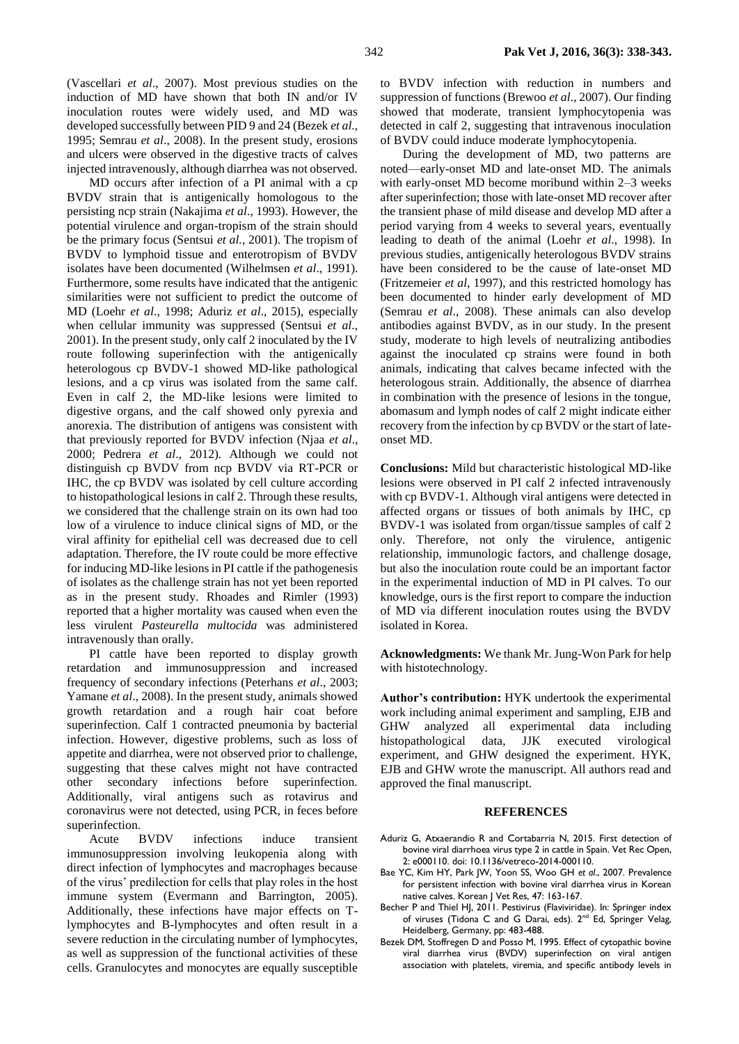(Vascellari *et al*., 2007). Most previous studies on the induction of MD have shown that both IN and/or IV inoculation routes were widely used, and MD was developed successfully between PID 9 and 24 (Bezek *et al*., 1995; Semrau *et al*., 2008). In the present study, erosions and ulcers were observed in the digestive tracts of calves injected intravenously, although diarrhea was not observed.

MD occurs after infection of a PI animal with a cp BVDV strain that is antigenically homologous to the persisting ncp strain (Nakajima *et al*., 1993). However, the potential virulence and organ-tropism of the strain should be the primary focus (Sentsui *et al.*, 2001). The tropism of BVDV to lymphoid tissue and enterotropism of BVDV isolates have been documented (Wilhelmsen *et al*., 1991). Furthermore, some results have indicated that the antigenic similarities were not sufficient to predict the outcome of MD (Loehr *et al*., 1998; Aduriz *et al*., 2015), especially when cellular immunity was suppressed (Sentsui *et al*., 2001). In the present study, only calf 2 inoculated by the IV route following superinfection with the antigenically heterologous cp BVDV-1 showed MD-like pathological lesions, and a cp virus was isolated from the same calf. Even in calf 2, the MD-like lesions were limited to digestive organs, and the calf showed only pyrexia and anorexia. The distribution of antigens was consistent with that previously reported for BVDV infection (Njaa *et al*., 2000; Pedrera *et al*., 2012). Although we could not distinguish cp BVDV from ncp BVDV via RT-PCR or IHC, the cp BVDV was isolated by cell culture according to histopathological lesions in calf 2. Through these results, we considered that the challenge strain on its own had too low of a virulence to induce clinical signs of MD, or the viral affinity for epithelial cell was decreased due to cell adaptation. Therefore, the IV route could be more effective for inducing MD-like lesions in PI cattle if the pathogenesis of isolates as the challenge strain has not yet been reported as in the present study. Rhoades and Rimler (1993) reported that a higher mortality was caused when even the less virulent *Pasteurella multocida* was administered intravenously than orally.

PI cattle have been reported to display growth retardation and immunosuppression and increased frequency of secondary infections (Peterhans *et al*., 2003; Yamane *et al*., 2008). In the present study, animals showed growth retardation and a rough hair coat before superinfection. Calf 1 contracted pneumonia by bacterial infection. However, digestive problems, such as loss of appetite and diarrhea, were not observed prior to challenge, suggesting that these calves might not have contracted other secondary infections before superinfection. Additionally, viral antigens such as rotavirus and coronavirus were not detected, using PCR, in feces before superinfection.

Acute BVDV infections induce transient immunosuppression involving leukopenia along with direct infection of lymphocytes and macrophages because of the virus' predilection for cells that play roles in the host immune system (Evermann and Barrington, 2005). Additionally, these infections have major effects on T-lymphocytes and B-lymphocytes and often result in a severe reduction in the circulating number of lymphocytes, as well as suppression of the functional activities of these cells. Granulocytes and monocytes are equally susceptible to BVDV infection with reduction in numbers and suppression of functions (Brewoo *et al*., 2007). Our finding showed that moderate, transient lymphocytopenia was detected in calf 2, suggesting that intravenous inoculation of BVDV could induce moderate lymphocytopenia.

During the development of MD, two patterns are noted—early-onset MD and late-onset MD. The animals with early-onset MD become moribund within 2–3 weeks after superinfection; those with late-onset MD recover after the transient phase of mild disease and develop MD after a period varying from 4 weeks to several years, eventually leading to death of the animal (Loehr *et al*., 1998). In previous studies, antigenically heterologous BVDV strains have been considered to be the cause of late-onset MD (Fritzemeier *et al*, 1997), and this restricted homology has been documented to hinder early development of MD (Semrau *et al*., 2008). These animals can also develop antibodies against BVDV, as in our study. In the present study, moderate to high levels of neutralizing antibodies against the inoculated cp strains were found in both animals, indicating that calves became infected with the heterologous strain. Additionally, the absence of diarrhea in combination with the presence of lesions in the tongue, abomasum and lymph nodes of calf 2 might indicate either recovery from the infection by cp BVDV or the start of late-onset MD.

**Conclusions:** Mild but characteristic histological MD-like lesions were observed in PI calf 2 infected intravenously with cp BVDV-1. Although viral antigens were detected in affected organs or tissues of both animals by IHC, cp BVDV-1 was isolated from organ/tissue samples of calf 2 only. Therefore, not only the virulence, antigenic relationship, immunologic factors, and challenge dosage, but also the inoculation route could be an important factor in the experimental induction of MD in PI calves. To our knowledge, ours is the first report to compare the induction of MD via different inoculation routes using the BVDV isolated in Korea.

**Acknowledgments:** We thank Mr. Jung-Won Park for help with histotechnology.

**Author's contribution:** HYK undertook the experimental work including animal experiment and sampling, EJB and GHW analyzed all experimental data including histopathological data, JJK executed virological experiment, and GHW designed the experiment. HYK, EJB and GHW wrote the manuscript. All authors read and approved the final manuscript.

## REFERENCES

Aduriz G, Atxaerandio R and Cortabarria N, 2015. First detection of bovine viral diarrhoea virus type 2 in cattle in Spain. Vet Rec Open, 2: e000110. doi: 10.1136/vetreco-2014-000110.

Bae YC, Kim HY, Park JW, Yoon SS, Woo GH *et al*., 2007. Prevalence for persistent infection with bovine viral diarrhea virus in Korean native calves. Korean J Vet Res, 47: 163-167.

Becher P and Thiel HJ, 2011. Pestivirus (Flaviviridae). In: Springer index of viruses (Tidona C and G Darai, eds). 2nd Ed, Springer Velag, Heidelberg, Germany, pp: 483-488.

Bezek DM, Stoffregen D and Posso M, 1995. Effect of cytopathic bovine viral diarrhea virus (BVDV) superinfection on viral antigen association with platelets, viremia, and specific antibody levels in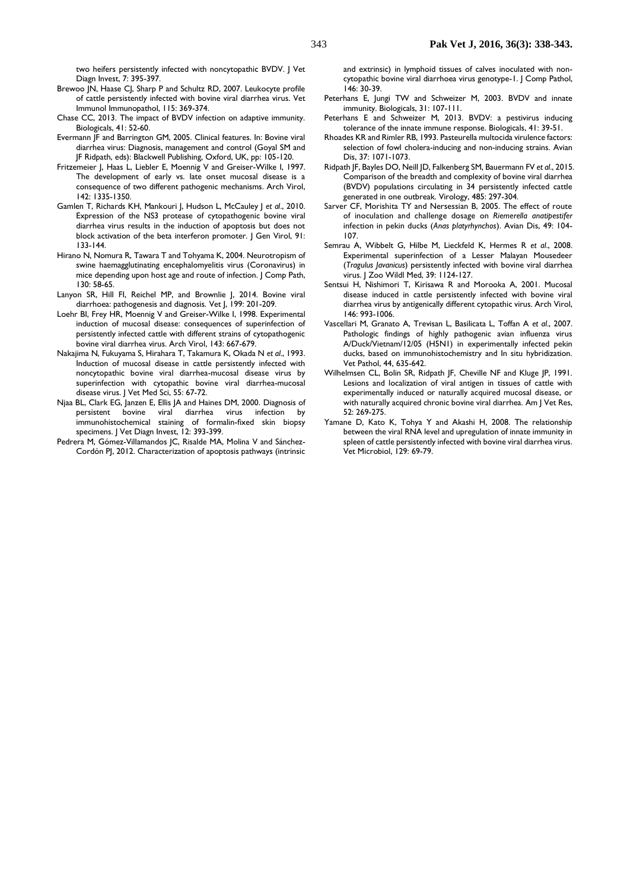two heifers persistently infected with noncytopathic BVDV. J Vet Diagn Invest, 7: 395-397.

Brewoo JN, Haase CJ, Sharp P and Schultz RD, 2007. Leukocyte profile of cattle persistently infected with bovine viral diarrhea virus. Vet Immunol Immunopathol, 115: 369-374.

Chase CC, 2013. The impact of BVDV infection on adaptive immunity. Biologicals, 41: 52-60.

Evermann JF and Barrington GM, 2005. Clinical features. In: Bovine viral diarrhea virus: Diagnosis, management and control (Goyal SM and JF Ridpath, eds): Blackwell Publishing, Oxford, UK, pp: 105-120.

Fritzemeier J, Haas L, Liebler E, Moennig V and Greiser-Wilke I, 1997. The development of early vs. late onset mucosal disease is a consequence of two different pathogenic mechanisms. Arch Virol, 142: 1335-1350.

Gamlen T, Richards KH, Mankouri J, Hudson L, McCauley J *et al*., 2010. Expression of the NS3 protease of cytopathogenic bovine viral diarrhea virus results in the induction of apoptosis but does not block activation of the beta interferon promoter. J Gen Virol, 91: 133-144.

Hirano N, Nomura R, Tawara T and Tohyama K, 2004. Neurotropism of swine haemagglutinating encephalomyelitis virus (Coronavirus) in mice depending upon host age and route of infection. J Comp Path, 130: 58-65.

Lanyon SR, Hill FI, Reichel MP, and Brownlie J, 2014. Bovine viral diarrhoea: pathogenesis and diagnosis. Vet J, 199: 201-209.

Loehr BI, Frey HR, Moennig V and Greiser-Wilke I, 1998. Experimental induction of mucosal disease: consequences of superinfection of persistently infected cattle with different strains of cytopathogenic bovine viral diarrhea virus. Arch Virol, 143: 667-679.

Nakajima N, Fukuyama S, Hirahara T, Takamura K, Okada N *et al*., 1993. Induction of mucosal disease in cattle persistently infected with noncytopathic bovine viral diarrhea-mucosal disease virus by superinfection with cytopathic bovine viral diarrhea-mucosal disease virus. J Vet Med Sci, 55: 67-72.

Njaa BL, Clark EG, Janzen E, Ellis JA and Haines DM, 2000. Diagnosis of persistent bovine viral diarrhea virus infection by immunohistochemical staining of formalin-fixed skin biopsy specimens. J Vet Diagn Invest, 12: 393-399.

Pedrera M, Gómez-Villamandos JC, Risalde MA, Molina V and Sánchez-Cordón PJ, 2012. Characterization of apoptosis pathways (intrinsic and extrinsic) in lymphoid tissues of calves inoculated with non-cytopathic bovine viral diarrhoea virus genotype-1. J Comp Pathol, 146: 30-39.

Peterhans E, Jungi TW and Schweizer M, 2003. BVDV and innate immunity. Biologicals, 31: 107-111.

Peterhans E and Schweizer M, 2013. BVDV: a pestivirus inducing tolerance of the innate immune response. Biologicals, 41: 39-51.

Rhoades KR and Rimler RB, 1993. Pasteurella multocida virulence factors: selection of fowl cholera-inducing and non-inducing strains. Avian Dis, 37: 1071-1073.

Ridpath JF, Bayles DO, Neill JD, Falkenberg SM, Bauermann FV *et al*., 2015. Comparison of the breadth and complexity of bovine viral diarrhea (BVDV) populations circulating in 34 persistently infected cattle generated in one outbreak. Virology, 485: 297-304.

Sarver CF, Morishita TY and Nersessian B, 2005. The effect of route of inoculation and challenge dosage on *Riemerella anatipestifer* infection in pekin ducks (*Anas platyrhynchos*). Avian Dis, 49: 104-107.

Semrau A, Wibbelt G, Hilbe M, Lieckfeld K, Hermes R *et al*., 2008. Experimental superinfection of a Lesser Malayan Mousedeer (*Tragulus Javanicus*) persistently infected with bovine viral diarrhea virus. J Zoo Wildl Med, 39: 1124-127.

Sentsui H, Nishimori T, Kirisawa R and Morooka A, 2001. Mucosal disease induced in cattle persistently infected with bovine viral diarrhea virus by antigenically different cytopathic virus. Arch Virol, 146: 993-1006.

Vascellari M, Granato A, Trevisan L, Basilicata L, Toffan A *et al*., 2007. Pathologic findings of highly pathogenic avian influenza virus A/Duck/Vietnam/12/05 (H5N1) in experimentally infected pekin ducks, based on immunohistochemistry and In situ hybridization. Vet Pathol, 44, 635-642.

Wilhelmsen CL, Bolin SR, Ridpath JF, Cheville NF and Kluge JP, 1991. Lesions and localization of viral antigen in tissues of cattle with experimentally induced or naturally acquired mucosal disease, or with naturally acquired chronic bovine viral diarrhea. Am J Vet Res, 52: 269-275.

Yamane D, Kato K, Tohya Y and Akashi H, 2008. The relationship between the viral RNA level and upregulation of innate immunity in spleen of cattle persistently infected with bovine viral diarrhea virus. Vet Microbiol, 129: 69-79.